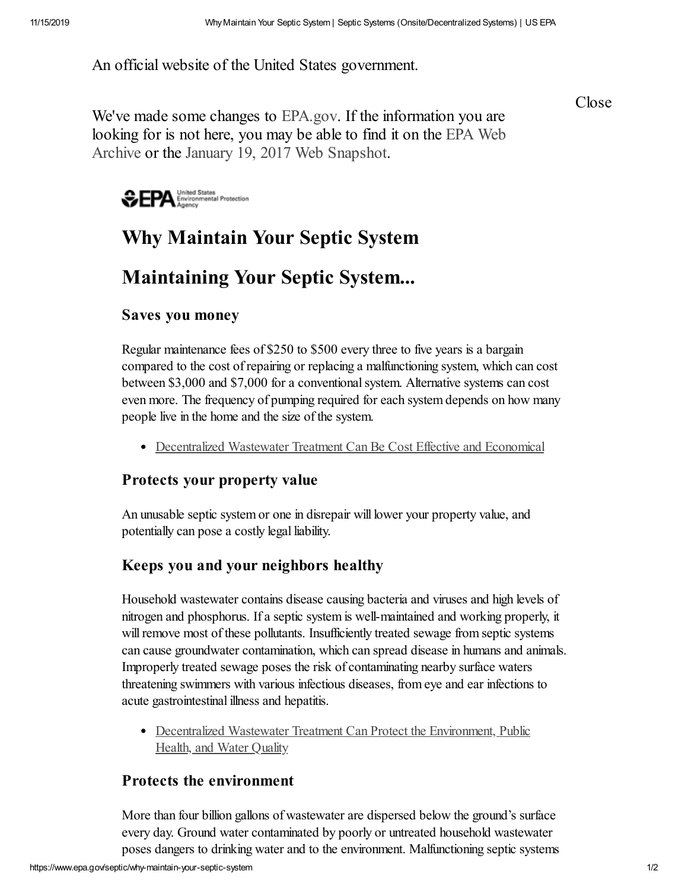An official website of the United States government.

Close

We've made some changes to EPA.gov. If the information you are looking for is not here, you may be able to find it on the EPA Web Archive or the January 19, 2017 Web Snapshot.

# Why Maintain Your Septic System

## Maintaining Your Septic System...

### Saves you money

Regular maintenance fees of $250 to $500 every three to five years is a bargain compared to the cost of repairing or replacing a malfunctioning system, which can cost between $3,000 and $7,000 for a conventional system. Alternative systems can cost even more. The frequency of pumping required for each system depends on how many people live in the home and the size of the system.

- Decentralized Wastewater Treatment Can Be Cost Effective and Economical

### Protects your property value

An unusable septic system or one in disrepair will lower your property value, and potentially can pose a costly legal liability.

### Keeps you and your neighbors healthy

Household wastewater contains disease causing bacteria and viruses and high levels of nitrogen and phosphorus. If a septic system is well-maintained and working properly, it will remove most of these pollutants. Insufficiently treated sewage from septic systems can cause groundwater contamination, which can spread disease in humans and animals. Improperly treated sewage poses the risk of contaminating nearby surface waters threatening swimmers with various infectious diseases, from eye and ear infections to acute gastrointestinal illness and hepatitis.

- Decentralized Wastewater Treatment Can Protect the Environment, Public Health, and Water Quality

### Protects the environment

More than four billion gallons of wastewater are dispersed below the ground's surface every day. Ground water contaminated by poorly or untreated household wastewater poses dangers to drinking water and to the environment. Malfunctioning septic systems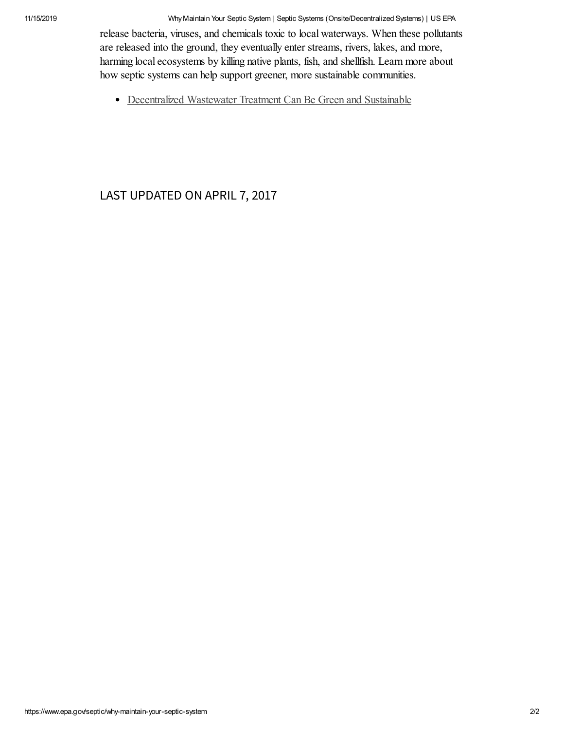release bacteria, viruses, and chemicals toxic to local waterways. When these pollutants are released into the ground, they eventually enter streams, rivers, lakes, and more, harming local ecosystems by killing native plants, fish, and shellfish. Learn more about how septic systems can help support greener, more sustainable communities.

- Decentralized Wastewater Treatment Can Be Green and Sustainable

LAST UPDATED ON APRIL 7, 2017